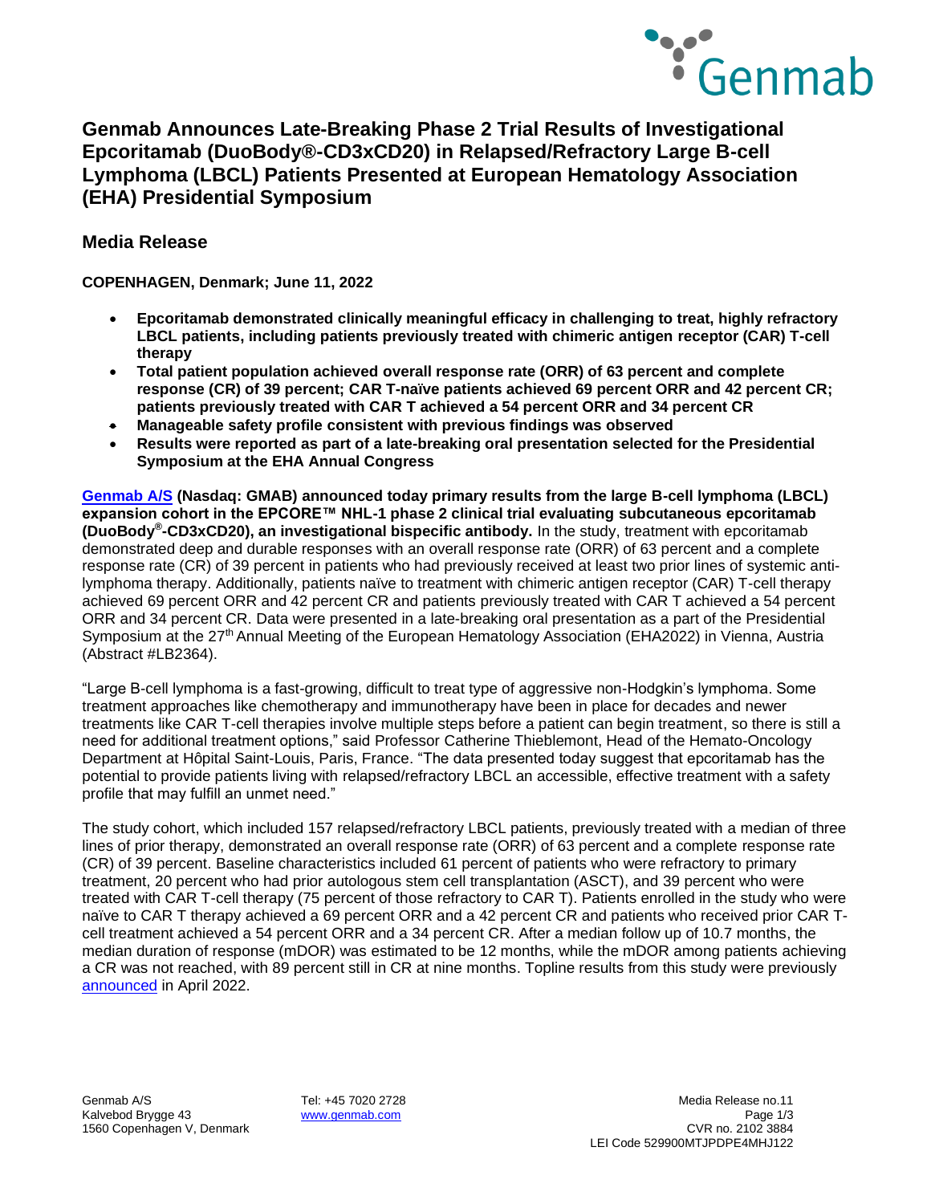# Genmab Announces Late-Breaking Phase 2 Trial Results of Investigational Epcoritamab (DuoBody®-CD3xCD20) in Relapsed/Refractory Large B-cell Lymphoma (LBCL) Patients Presented at European Hematology Association (EHA) Presidential Symposium

## Media Release

**COPENHAGEN, Denmark; June 11, 2022**

- **Epcoritamab demonstrated clinically meaningful efficacy in challenging to treat, highly refractory LBCL patients, including patients previously treated with chimeric antigen receptor (CAR) T-cell therapy**
- **Total patient population achieved overall response rate (ORR) of 63 percent and complete response (CR) of 39 percent; CAR T-naïve patients achieved 69 percent ORR and 42 percent CR; patients previously treated with CAR T achieved a 54 percent ORR and 34 percent CR**
- **Manageable safety profile consistent with previous findings was observed**
- **Results were reported as part of a late-breaking oral presentation selected for the Presidential Symposium at the EHA Annual Congress**

**Genmab A/S (Nasdaq: GMAB) announced today primary results from the large B-cell lymphoma (LBCL) expansion cohort in the EPCORE™ NHL-1 phase 2 clinical trial evaluating subcutaneous epcoritamab (DuoBody®-CD3xCD20), an investigational bispecific antibody.** In the study, treatment with epcoritamab demonstrated deep and durable responses with an overall response rate (ORR) of 63 percent and a complete response rate (CR) of 39 percent in patients who had previously received at least two prior lines of systemic anti-lymphoma therapy. Additionally, patients naïve to treatment with chimeric antigen receptor (CAR) T-cell therapy achieved 69 percent ORR and 42 percent CR and patients previously treated with CAR T achieved a 54 percent ORR and 34 percent CR. Data were presented in a late-breaking oral presentation as a part of the Presidential Symposium at the 27th Annual Meeting of the European Hematology Association (EHA2022) in Vienna, Austria (Abstract #LB2364).

"Large B-cell lymphoma is a fast-growing, difficult to treat type of aggressive non-Hodgkin's lymphoma. Some treatment approaches like chemotherapy and immunotherapy have been in place for decades and newer treatments like CAR T-cell therapies involve multiple steps before a patient can begin treatment, so there is still a need for additional treatment options," said Professor Catherine Thieblemont, Head of the Hemato-Oncology Department at Hôpital Saint-Louis, Paris, France. "The data presented today suggest that epcoritamab has the potential to provide patients living with relapsed/refractory LBCL an accessible, effective treatment with a safety profile that may fulfill an unmet need."

The study cohort, which included 157 relapsed/refractory LBCL patients, previously treated with a median of three lines of prior therapy, demonstrated an overall response rate (ORR) of 63 percent and a complete response rate (CR) of 39 percent. Baseline characteristics included 61 percent of patients who were refractory to primary treatment, 20 percent who had prior autologous stem cell transplantation (ASCT), and 39 percent who were treated with CAR T-cell therapy (75 percent of those refractory to CAR T). Patients enrolled in the study who were naïve to CAR T therapy achieved a 69 percent ORR and a 42 percent CR and patients who received prior CAR T-cell treatment achieved a 54 percent ORR and a 34 percent CR. After a median follow up of 10.7 months, the median duration of response (mDOR) was estimated to be 12 months, while the mDOR among patients achieving a CR was not reached, with 89 percent still in CR at nine months. Topline results from this study were previously announced in April 2022.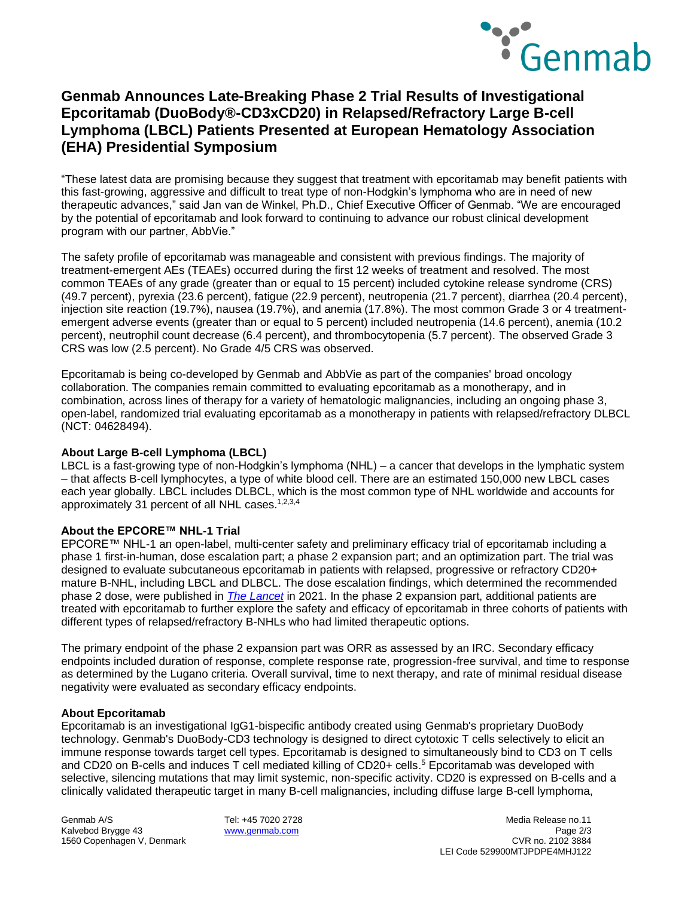# Genmab Announces Late-Breaking Phase 2 Trial Results of Investigational Epcoritamab (DuoBody®-CD3xCD20) in Relapsed/Refractory Large B-cell Lymphoma (LBCL) Patients Presented at European Hematology Association (EHA) Presidential Symposium

"These latest data are promising because they suggest that treatment with epcoritamab may benefit patients with this fast-growing, aggressive and difficult to treat type of non-Hodgkin's lymphoma who are in need of new therapeutic advances," said Jan van de Winkel, Ph.D., Chief Executive Officer of Genmab. "We are encouraged by the potential of epcoritamab and look forward to continuing to advance our robust clinical development program with our partner, AbbVie."

The safety profile of epcoritamab was manageable and consistent with previous findings. The majority of treatment-emergent AEs (TEAEs) occurred during the first 12 weeks of treatment and resolved. The most common TEAEs of any grade (greater than or equal to 15 percent) included cytokine release syndrome (CRS) (49.7 percent), pyrexia (23.6 percent), fatigue (22.9 percent), neutropenia (21.7 percent), diarrhea (20.4 percent), injection site reaction (19.7%), nausea (19.7%), and anemia (17.8%). The most common Grade 3 or 4 treatment-emergent adverse events (greater than or equal to 5 percent) included neutropenia (14.6 percent), anemia (10.2 percent), neutrophil count decrease (6.4 percent), and thrombocytopenia (5.7 percent). The observed Grade 3 CRS was low (2.5 percent). No Grade 4/5 CRS was observed.

Epcoritamab is being co-developed by Genmab and AbbVie as part of the companies' broad oncology collaboration. The companies remain committed to evaluating epcoritamab as a monotherapy, and in combination, across lines of therapy for a variety of hematologic malignancies, including an ongoing phase 3, open-label, randomized trial evaluating epcoritamab as a monotherapy in patients with relapsed/refractory DLBCL (NCT: 04628494).

**About Large B-cell Lymphoma (LBCL)**

LBCL is a fast-growing type of non-Hodgkin's lymphoma (NHL) – a cancer that develops in the lymphatic system – that affects B-cell lymphocytes, a type of white blood cell. There are an estimated 150,000 new LBCL cases each year globally. LBCL includes DLBCL, which is the most common type of NHL worldwide and accounts for approximately 31 percent of all NHL cases.[1,2,3,4]

**About the EPCORE™ NHL-1 Trial**

EPCORE™ NHL-1 an open-label, multi-center safety and preliminary efficacy trial of epcoritamab including a phase 1 first-in-human, dose escalation part; a phase 2 expansion part; and an optimization part. The trial was designed to evaluate subcutaneous epcoritamab in patients with relapsed, progressive or refractory CD20+ mature B-NHL, including LBCL and DLBCL. The dose escalation findings, which determined the recommended phase 2 dose, were published in *The Lancet* in 2021. In the phase 2 expansion part, additional patients are treated with epcoritamab to further explore the safety and efficacy of epcoritamab in three cohorts of patients with different types of relapsed/refractory B-NHLs who had limited therapeutic options.

The primary endpoint of the phase 2 expansion part was ORR as assessed by an IRC. Secondary efficacy endpoints included duration of response, complete response rate, progression-free survival, and time to response as determined by the Lugano criteria. Overall survival, time to next therapy, and rate of minimal residual disease negativity were evaluated as secondary efficacy endpoints.

**About Epcoritamab**

Epcoritamab is an investigational IgG1-bispecific antibody created using Genmab's proprietary DuoBody technology. Genmab's DuoBody-CD3 technology is designed to direct cytotoxic T cells selectively to elicit an immune response towards target cell types. Epcoritamab is designed to simultaneously bind to CD3 on T cells and CD20 on B-cells and induces T cell mediated killing of CD20+ cells.[5] Epcoritamab was developed with selective, silencing mutations that may limit systemic, non-specific activity. CD20 is expressed on B-cells and a clinically validated therapeutic target in many B-cell malignancies, including diffuse large B-cell lymphoma,

Genmab A/S
Kalvebod Brygge 43
1560 Copenhagen V, Denmark

Tel: +45 7020 2728
www.genmab.com

Media Release no.11
CVR no. 2102 3884
LEI Code 529900MTJPDPE4MHJ122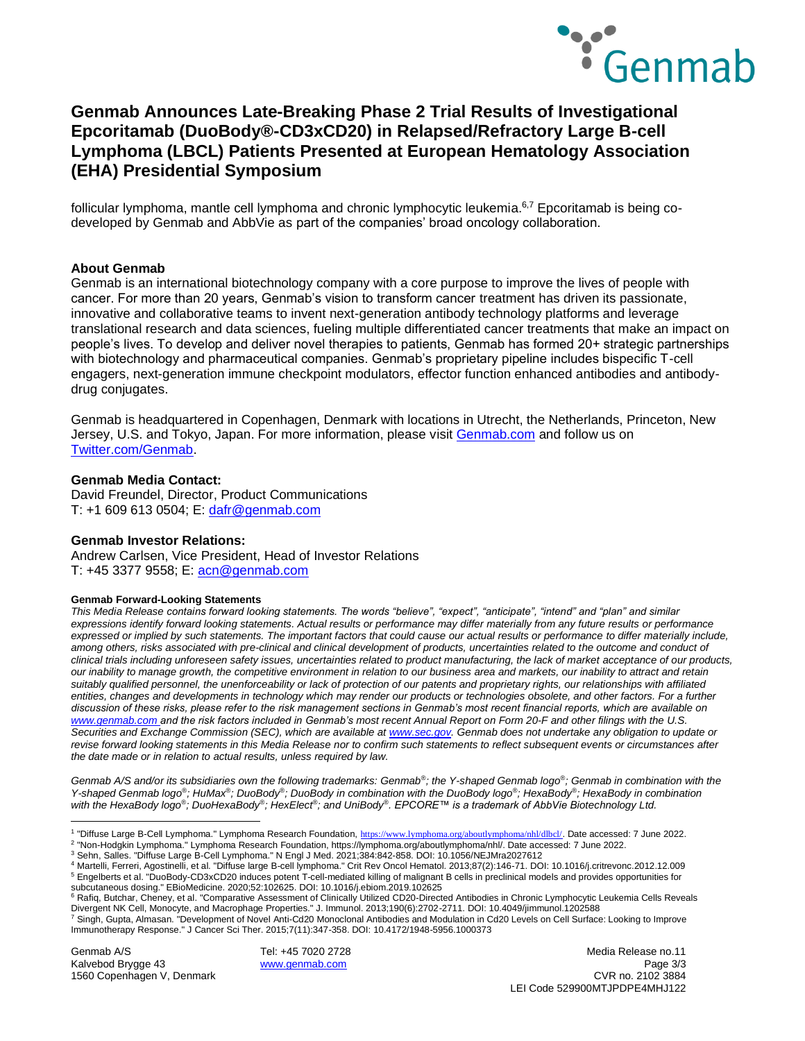# Genmab Announces Late-Breaking Phase 2 Trial Results of Investigational Epcoritamab (DuoBody®-CD3xCD20) in Relapsed/Refractory Large B-cell Lymphoma (LBCL) Patients Presented at European Hematology Association (EHA) Presidential Symposium

follicular lymphoma, mantle cell lymphoma and chronic lymphocytic leukemia.[6,7] Epcoritamab is being co-developed by Genmab and AbbVie as part of the companies' broad oncology collaboration.

**About Genmab**

Genmab is an international biotechnology company with a core purpose to improve the lives of people with cancer. For more than 20 years, Genmab's vision to transform cancer treatment has driven its passionate, innovative and collaborative teams to invent next-generation antibody technology platforms and leverage translational research and data sciences, fueling multiple differentiated cancer treatments that make an impact on people's lives. To develop and deliver novel therapies to patients, Genmab has formed 20+ strategic partnerships with biotechnology and pharmaceutical companies. Genmab's proprietary pipeline includes bispecific T-cell engagers, next-generation immune checkpoint modulators, effector function enhanced antibodies and antibody-drug conjugates.

Genmab is headquartered in Copenhagen, Denmark with locations in Utrecht, the Netherlands, Princeton, New Jersey, U.S. and Tokyo, Japan. For more information, please visit Genmab.com and follow us on Twitter.com/Genmab.

**Genmab Media Contact:**
David Freundel, Director, Product Communications
T: +1 609 613 0504; E: dafr@genmab.com

**Genmab Investor Relations:**
Andrew Carlsen, Vice President, Head of Investor Relations
T: +45 3377 9558; E: acn@genmab.com

**Genmab Forward-Looking Statements**

*This Media Release contains forward looking statements. The words "believe", "expect", "anticipate", "intend" and "plan" and similar expressions identify forward looking statements. Actual results or performance may differ materially from any future results or performance expressed or implied by such statements. The important factors that could cause our actual results or performance to differ materially include, among others, risks associated with pre-clinical and clinical development of products, uncertainties related to the outcome and conduct of clinical trials including unforeseen safety issues, uncertainties related to product manufacturing, the lack of market acceptance of our products, our inability to manage growth, the competitive environment in relation to our business area and markets, our inability to attract and retain suitably qualified personnel, the unenforceability or lack of protection of our patents and proprietary rights, our relationships with affiliated entities, changes and developments in technology which may render our products or technologies obsolete, and other factors. For a further discussion of these risks, please refer to the risk management sections in Genmab's most recent financial reports, which are available on www.genmab.com and the risk factors included in Genmab's most recent Annual Report on Form 20-F and other filings with the U.S. Securities and Exchange Commission (SEC), which are available at www.sec.gov. Genmab does not undertake any obligation to update or revise forward looking statements in this Media Release nor to confirm such statements to reflect subsequent events or circumstances after the date made or in relation to actual results, unless required by law.*

*Genmab A/S and/or its subsidiaries own the following trademarks: Genmab®; the Y-shaped Genmab logo®; Genmab in combination with the Y-shaped Genmab logo®; HuMax®; DuoBody®; DuoBody in combination with the DuoBody logo®; HexaBody®; HexaBody in combination with the HexaBody logo®; DuoHexaBody®; HexElect®; and UniBody®. EPCORE™ is a trademark of AbbVie Biotechnology Ltd.*

---

[1] "Diffuse Large B-Cell Lymphoma." Lymphoma Research Foundation, https://www.lymphoma.org/aboutlymphoma/nhl/dlbcl/. Date accessed: 7 June 2022.
[2] "Non-Hodgkin Lymphoma." Lymphoma Research Foundation, https://lymphoma.org/aboutlymphoma/nhl/. Date accessed: 7 June 2022.
[3] Sehn, Salles. "Diffuse Large B-Cell Lymphoma." N Engl J Med. 2021;384:842-858. DOI: 10.1056/NEJMra2027612
[4] Martelli, Ferreri, Agostinelli, et al. "Diffuse large B-cell lymphoma." Crit Rev Oncol Hematol. 2013;87(2):146-71. DOI: 10.1016/j.critrevonc.2012.12.009
[5] Engelberts et al. "DuoBody-CD3xCD20 induces potent T-cell-mediated killing of malignant B cells in preclinical models and provides opportunities for subcutaneous dosing." EBioMedicine. 2020;52:102625. DOI: 10.1016/j.ebiom.2019.102625
[6] Rafiq, Butchar, Cheney, et al. "Comparative Assessment of Clinically Utilized CD20-Directed Antibodies in Chronic Lymphocytic Leukemia Cells Reveals Divergent NK Cell, Monocyte, and Macrophage Properties." J. Immunol. 2013;190(6):2702-2711. DOI: 10.4049/jimmunol.1202588
[7] Singh, Gupta, Almasan. "Development of Novel Anti-Cd20 Monoclonal Antibodies and Modulation in Cd20 Levels on Cell Surface: Looking to Improve Immunotherapy Response." J Cancer Sci Ther. 2015;7(11):347-358. DOI: 10.4172/1948-5956.1000373

Genmab A/S
Kalvebod Brygge 43
1560 Copenhagen V, Denmark

Tel: +45 7020 2728
www.genmab.com

Media Release no.11
CVR no. 2102 3884
LEI Code 529900MTJPDPE4MHJ122